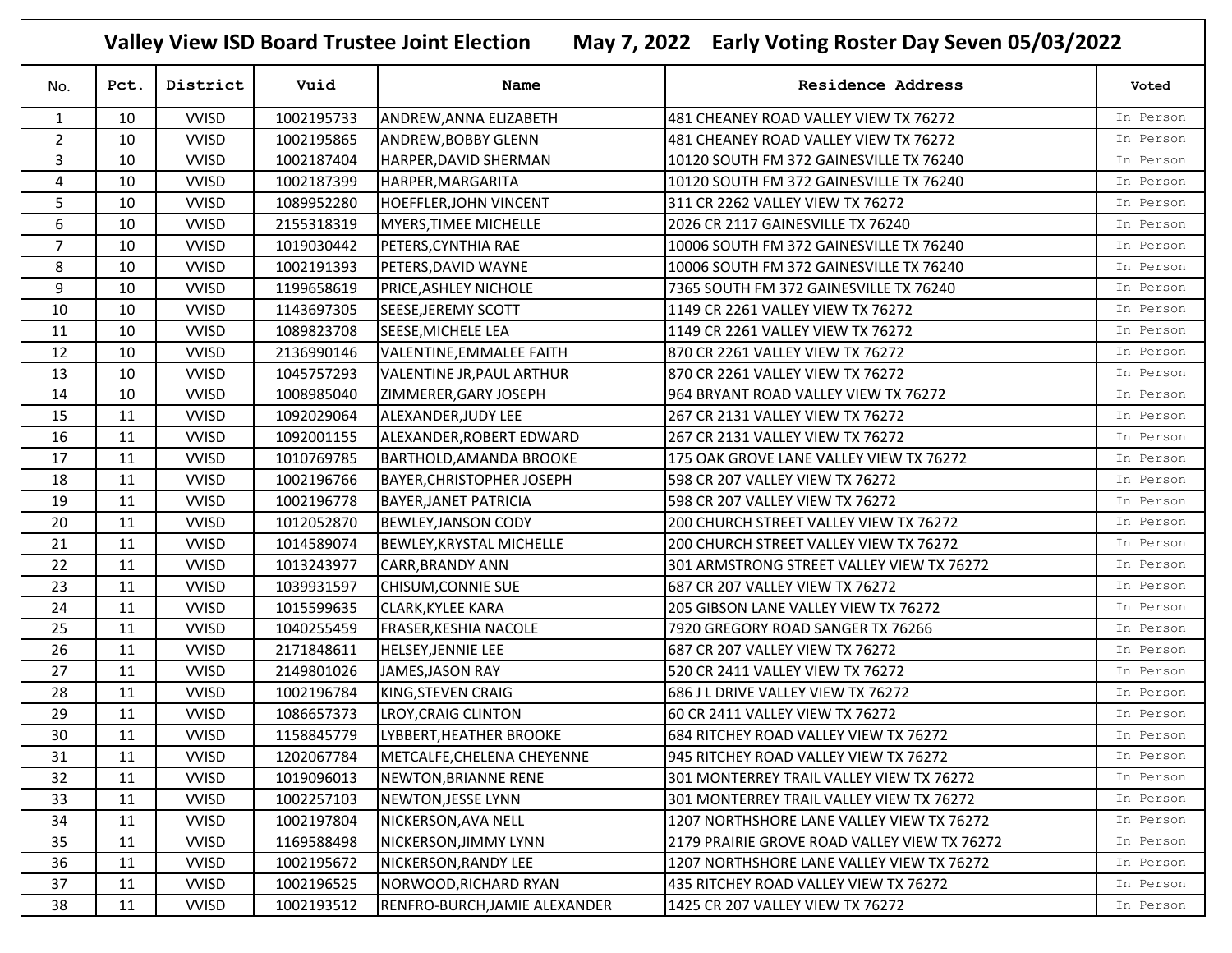# Valley View ISD Board Trustee Joint Election May 7, 2022 Early Voting Roster Day Seven 05/03/2022

| No. | Pct. | District | Vuid | Name | Residence Address | Voted |
|---|---|---|---|---|---|---|
| 1 | 10 | VVISD | 1002195733 | ANDREW,ANNA ELIZABETH | 481 CHEANEY ROAD VALLEY VIEW TX 76272 | In Person |
| 2 | 10 | VVISD | 1002195865 | ANDREW,BOBBY GLENN | 481 CHEANEY ROAD VALLEY VIEW TX 76272 | In Person |
| 3 | 10 | VVISD | 1002187404 | HARPER,DAVID SHERMAN | 10120 SOUTH FM 372 GAINESVILLE TX 76240 | In Person |
| 4 | 10 | VVISD | 1002187399 | HARPER,MARGARITA | 10120 SOUTH FM 372 GAINESVILLE TX 76240 | In Person |
| 5 | 10 | VVISD | 1089952280 | HOEFFLER,JOHN VINCENT | 311 CR 2262 VALLEY VIEW TX 76272 | In Person |
| 6 | 10 | VVISD | 2155318319 | MYERS,TIMEE MICHELLE | 2026 CR 2117 GAINESVILLE TX 76240 | In Person |
| 7 | 10 | VVISD | 1019030442 | PETERS,CYNTHIA RAE | 10006 SOUTH FM 372 GAINESVILLE TX 76240 | In Person |
| 8 | 10 | VVISD | 1002191393 | PETERS,DAVID WAYNE | 10006 SOUTH FM 372 GAINESVILLE TX 76240 | In Person |
| 9 | 10 | VVISD | 1199658619 | PRICE,ASHLEY NICHOLE | 7365 SOUTH FM 372 GAINESVILLE TX 76240 | In Person |
| 10 | 10 | VVISD | 1143697305 | SEESE,JEREMY SCOTT | 1149 CR 2261 VALLEY VIEW TX 76272 | In Person |
| 11 | 10 | VVISD | 1089823708 | SEESE,MICHELE LEA | 1149 CR 2261 VALLEY VIEW TX 76272 | In Person |
| 12 | 10 | VVISD | 2136990146 | VALENTINE,EMMALEE FAITH | 870 CR 2261 VALLEY VIEW TX 76272 | In Person |
| 13 | 10 | VVISD | 1045757293 | VALENTINE JR,PAUL ARTHUR | 870 CR 2261 VALLEY VIEW TX 76272 | In Person |
| 14 | 10 | VVISD | 1008985040 | ZIMMERER,GARY JOSEPH | 964 BRYANT ROAD VALLEY VIEW TX 76272 | In Person |
| 15 | 11 | VVISD | 1092029064 | ALEXANDER,JUDY LEE | 267 CR 2131 VALLEY VIEW TX 76272 | In Person |
| 16 | 11 | VVISD | 1092001155 | ALEXANDER,ROBERT EDWARD | 267 CR 2131 VALLEY VIEW TX 76272 | In Person |
| 17 | 11 | VVISD | 1010769785 | BARTHOLD,AMANDA BROOKE | 175 OAK GROVE LANE VALLEY VIEW TX 76272 | In Person |
| 18 | 11 | VVISD | 1002196766 | BAYER,CHRISTOPHER JOSEPH | 598 CR 207 VALLEY VIEW TX 76272 | In Person |
| 19 | 11 | VVISD | 1002196778 | BAYER,JANET PATRICIA | 598 CR 207 VALLEY VIEW TX 76272 | In Person |
| 20 | 11 | VVISD | 1012052870 | BEWLEY,JANSON CODY | 200 CHURCH STREET VALLEY VIEW TX 76272 | In Person |
| 21 | 11 | VVISD | 1014589074 | BEWLEY,KRYSTAL MICHELLE | 200 CHURCH STREET VALLEY VIEW TX 76272 | In Person |
| 22 | 11 | VVISD | 1013243977 | CARR,BRANDY ANN | 301 ARMSTRONG STREET VALLEY VIEW TX 76272 | In Person |
| 23 | 11 | VVISD | 1039931597 | CHISUM,CONNIE SUE | 687 CR 207 VALLEY VIEW TX 76272 | In Person |
| 24 | 11 | VVISD | 1015599635 | CLARK,KYLEE KARA | 205 GIBSON LANE VALLEY VIEW TX 76272 | In Person |
| 25 | 11 | VVISD | 1040255459 | FRASER,KESHIA NACOLE | 7920 GREGORY ROAD SANGER TX 76266 | In Person |
| 26 | 11 | VVISD | 2171848611 | HELSEY,JENNIE LEE | 687 CR 207 VALLEY VIEW TX 76272 | In Person |
| 27 | 11 | VVISD | 2149801026 | JAMES,JASON RAY | 520 CR 2411 VALLEY VIEW TX 76272 | In Person |
| 28 | 11 | VVISD | 1002196784 | KING,STEVEN CRAIG | 686 J L DRIVE VALLEY VIEW TX 76272 | In Person |
| 29 | 11 | VVISD | 1086657373 | LROY,CRAIG CLINTON | 60 CR 2411 VALLEY VIEW TX 76272 | In Person |
| 30 | 11 | VVISD | 1158845779 | LYBBERT,HEATHER BROOKE | 684 RITCHEY ROAD VALLEY VIEW TX 76272 | In Person |
| 31 | 11 | VVISD | 1202067784 | METCALFE,CHELENA CHEYENNE | 945 RITCHEY ROAD VALLEY VIEW TX 76272 | In Person |
| 32 | 11 | VVISD | 1019096013 | NEWTON,BRIANNE RENE | 301 MONTERREY TRAIL VALLEY VIEW TX 76272 | In Person |
| 33 | 11 | VVISD | 1002257103 | NEWTON,JESSE LYNN | 301 MONTERREY TRAIL VALLEY VIEW TX 76272 | In Person |
| 34 | 11 | VVISD | 1002197804 | NICKERSON,AVA NELL | 1207 NORTHSHORE LANE VALLEY VIEW TX 76272 | In Person |
| 35 | 11 | VVISD | 1169588498 | NICKERSON,JIMMY LYNN | 2179 PRAIRIE GROVE ROAD VALLEY VIEW TX 76272 | In Person |
| 36 | 11 | VVISD | 1002195672 | NICKERSON,RANDY LEE | 1207 NORTHSHORE LANE VALLEY VIEW TX 76272 | In Person |
| 37 | 11 | VVISD | 1002196525 | NORWOOD,RICHARD RYAN | 435 RITCHEY ROAD VALLEY VIEW TX 76272 | In Person |
| 38 | 11 | VVISD | 1002193512 | RENFRO-BURCH,JAMIE ALEXANDER | 1425 CR 207 VALLEY VIEW TX 76272 | In Person |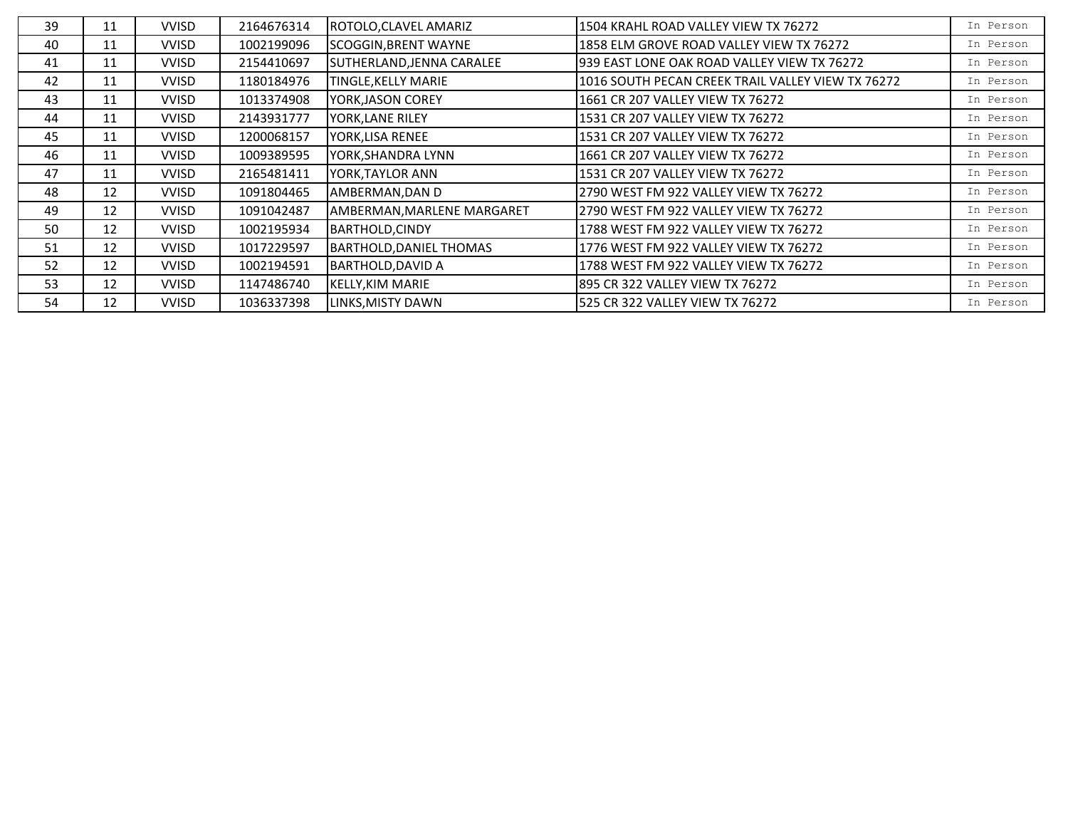| | | | | | | |
|---|---|---|---|---|---|---|
| 39 | 11 | VVISD | 2164676314 | ROTOLO,CLAVEL AMARIZ | 1504 KRAHL ROAD VALLEY VIEW TX 76272 | In Person |
| 40 | 11 | VVISD | 1002199096 | SCOGGIN,BRENT WAYNE | 1858 ELM GROVE ROAD VALLEY VIEW TX 76272 | In Person |
| 41 | 11 | VVISD | 2154410697 | SUTHERLAND,JENNA CARALEE | 939 EAST LONE OAK ROAD VALLEY VIEW TX 76272 | In Person |
| 42 | 11 | VVISD | 1180184976 | TINGLE,KELLY MARIE | 1016 SOUTH PECAN CREEK TRAIL VALLEY VIEW TX 76272 | In Person |
| 43 | 11 | VVISD | 1013374908 | YORK,JASON COREY | 1661 CR 207 VALLEY VIEW TX 76272 | In Person |
| 44 | 11 | VVISD | 2143931777 | YORK,LANE RILEY | 1531 CR 207 VALLEY VIEW TX 76272 | In Person |
| 45 | 11 | VVISD | 1200068157 | YORK,LISA RENEE | 1531 CR 207 VALLEY VIEW TX 76272 | In Person |
| 46 | 11 | VVISD | 1009389595 | YORK,SHANDRA LYNN | 1661 CR 207 VALLEY VIEW TX 76272 | In Person |
| 47 | 11 | VVISD | 2165481411 | YORK,TAYLOR ANN | 1531 CR 207 VALLEY VIEW TX 76272 | In Person |
| 48 | 12 | VVISD | 1091804465 | AMBERMAN,DAN D | 2790 WEST FM 922 VALLEY VIEW TX 76272 | In Person |
| 49 | 12 | VVISD | 1091042487 | AMBERMAN,MARLENE MARGARET | 2790 WEST FM 922 VALLEY VIEW TX 76272 | In Person |
| 50 | 12 | VVISD | 1002195934 | BARTHOLD,CINDY | 1788 WEST FM 922 VALLEY VIEW TX 76272 | In Person |
| 51 | 12 | VVISD | 1017229597 | BARTHOLD,DANIEL THOMAS | 1776 WEST FM 922 VALLEY VIEW TX 76272 | In Person |
| 52 | 12 | VVISD | 1002194591 | BARTHOLD,DAVID A | 1788 WEST FM 922 VALLEY VIEW TX 76272 | In Person |
| 53 | 12 | VVISD | 1147486740 | KELLY,KIM MARIE | 895 CR 322 VALLEY VIEW TX 76272 | In Person |
| 54 | 12 | VVISD | 1036337398 | LINKS,MISTY DAWN | 525 CR 322 VALLEY VIEW TX 76272 | In Person |